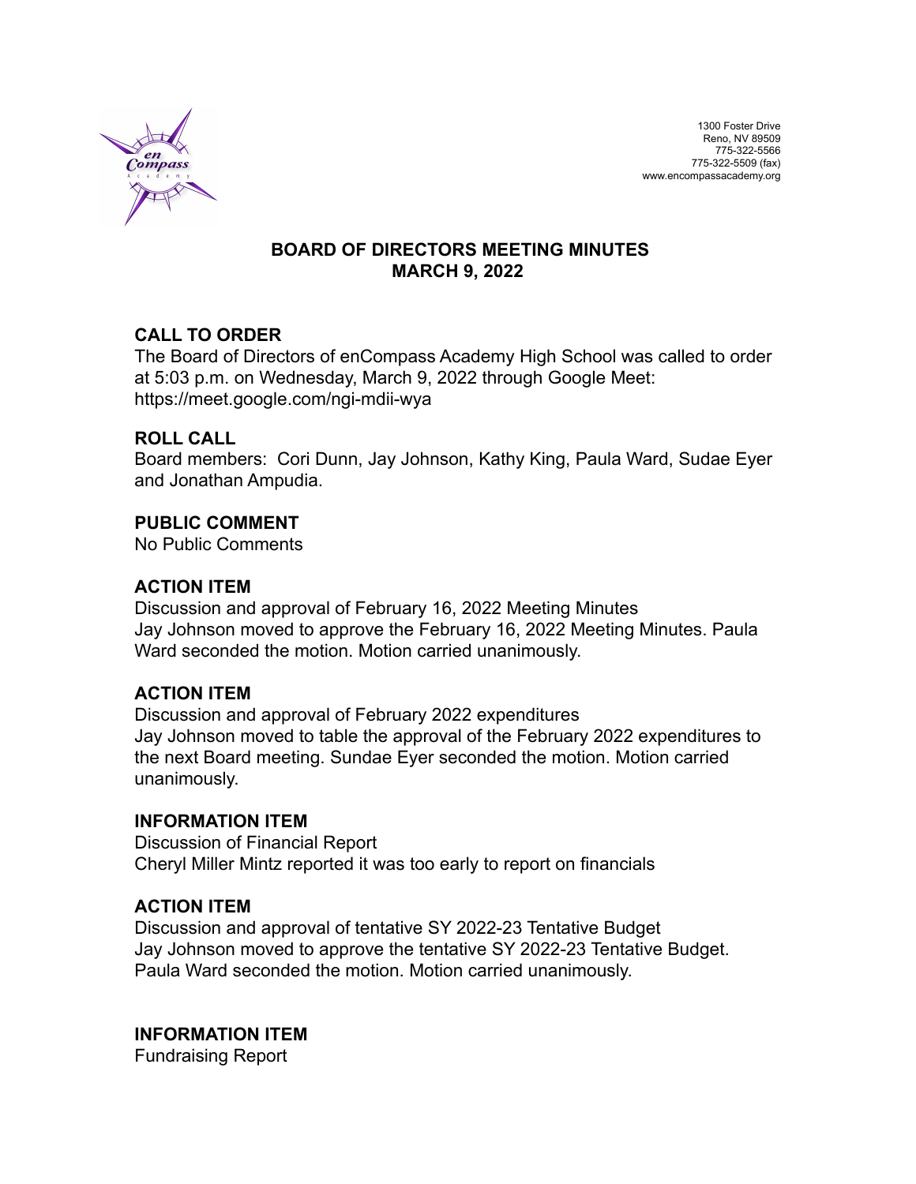1300 Foster Drive
Reno, NV 89509
775-322-5566
775-322-5509 (fax)
www.encompassacademy.org

# BOARD OF DIRECTORS MEETING MINUTES
# MARCH 9, 2022

## CALL TO ORDER

The Board of Directors of enCompass Academy High School was called to order at 5:03 p.m. on Wednesday, March 9, 2022 through Google Meet: https://meet.google.com/ngi-mdii-wya

## ROLL CALL

Board members: Cori Dunn, Jay Johnson, Kathy King, Paula Ward, Sudae Eyer and Jonathan Ampudia.

## PUBLIC COMMENT

No Public Comments

## ACTION ITEM

Discussion and approval of February 16, 2022 Meeting Minutes
Jay Johnson moved to approve the February 16, 2022 Meeting Minutes. Paula Ward seconded the motion. Motion carried unanimously.

## ACTION ITEM

Discussion and approval of February 2022 expenditures
Jay Johnson moved to table the approval of the February 2022 expenditures to the next Board meeting. Sundae Eyer seconded the motion. Motion carried unanimously.

## INFORMATION ITEM

Discussion of Financial Report
Cheryl Miller Mintz reported it was too early to report on financials

## ACTION ITEM

Discussion and approval of tentative SY 2022-23 Tentative Budget
Jay Johnson moved to approve the tentative SY 2022-23 Tentative Budget. Paula Ward seconded the motion. Motion carried unanimously.

## INFORMATION ITEM

Fundraising Report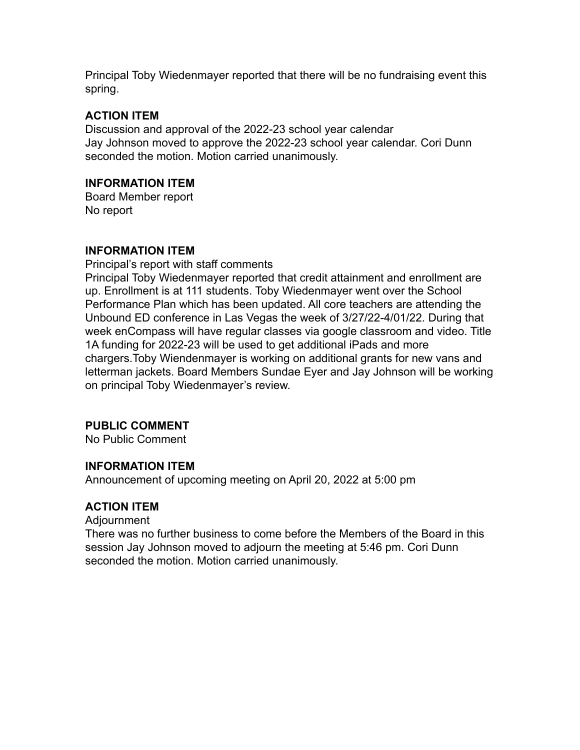Principal Toby Wiedenmayer reported that there will be no fundraising event this spring.

**ACTION ITEM**
Discussion and approval of the 2022-23 school year calendar
Jay Johnson moved to approve the 2022-23 school year calendar. Cori Dunn seconded the motion. Motion carried unanimously.

**INFORMATION ITEM**
Board Member report
No report

**INFORMATION ITEM**
Principal's report with staff comments
Principal Toby Wiedenmayer reported that credit attainment and enrollment are up. Enrollment is at 111 students. Toby Wiedenmayer went over the School Performance Plan which has been updated. All core teachers are attending the Unbound ED conference in Las Vegas the week of 3/27/22-4/01/22. During that week enCompass will have regular classes via google classroom and video. Title 1A funding for 2022-23 will be used to get additional iPads and more chargers.Toby Wiendenmayer is working on additional grants for new vans and letterman jackets. Board Members Sundae Eyer and Jay Johnson will be working on principal Toby Wiedenmayer's review.

**PUBLIC COMMENT**
No Public Comment

**INFORMATION ITEM**
Announcement of upcoming meeting on April 20, 2022 at 5:00 pm

**ACTION ITEM**
Adjournment
There was no further business to come before the Members of the Board in this session Jay Johnson moved to adjourn the meeting at 5:46 pm. Cori Dunn seconded the motion. Motion carried unanimously.